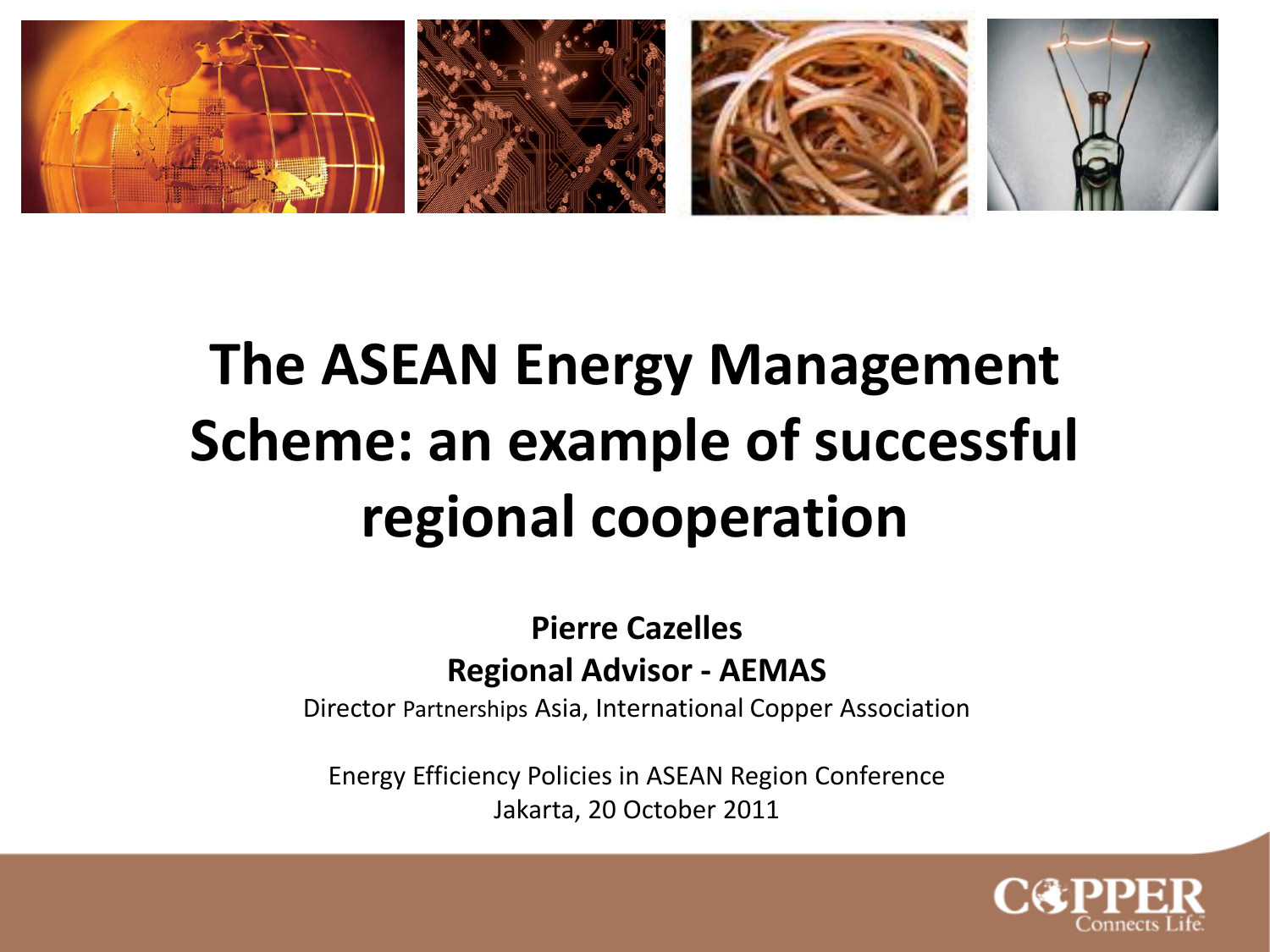# The ASEAN Energy Management Scheme: an example of successful regional cooperation

**Pierre Cazelles**
**Regional Advisor - AEMAS**
Director Partnerships Asia, International Copper Association

Energy Efficiency Policies in ASEAN Region Conference
Jakarta, 20 October 2011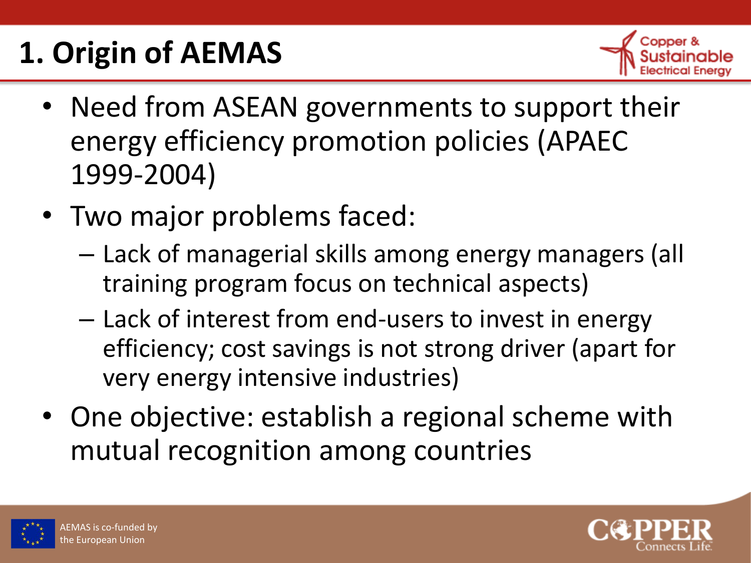# 1. Origin of AEMAS

- Need from ASEAN governments to support their energy efficiency promotion policies (APAEC 1999-2004)
- Two major problems faced:
  - Lack of managerial skills among energy managers (all training program focus on technical aspects)
  - Lack of interest from end-users to invest in energy efficiency; cost savings is not strong driver (apart for very energy intensive industries)
- One objective: establish a regional scheme with mutual recognition among countries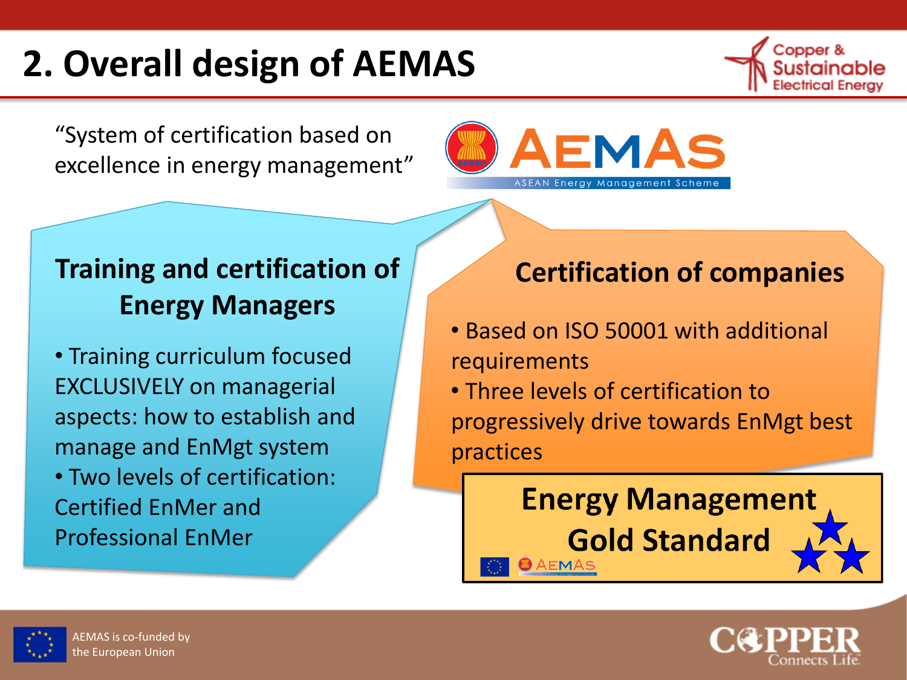# 2. Overall design of AEMAS

"System of certification based on excellence in energy management"

AEMAS
ASEAN Energy Management Scheme

## Training and certification of Energy Managers

- Training curriculum focused EXCLUSIVELY on managerial aspects: how to establish and manage and EnMgt system
- Two levels of certification: Certified EnMer and Professional EnMer

## Certification of companies

- Based on ISO 50001 with additional requirements
- Three levels of certification to progressively drive towards EnMgt best practices

**Energy Management Gold Standard**

AEMAS is co-funded by the European Union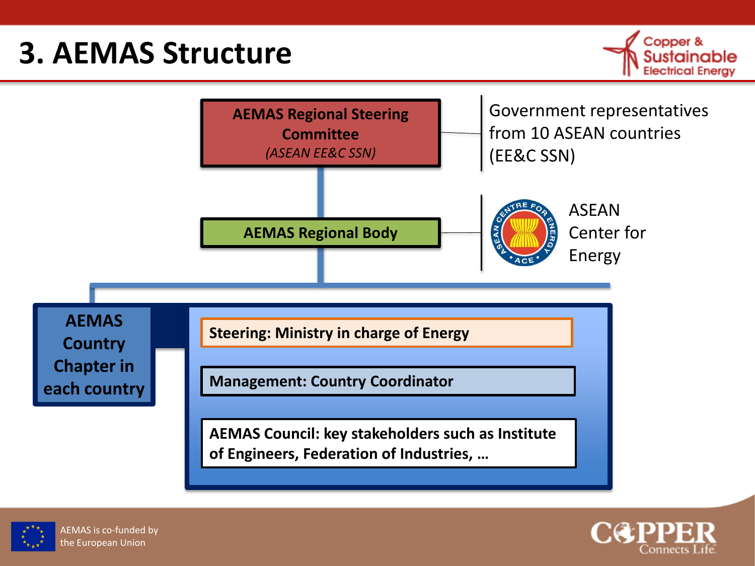# 3. AEMAS Structure

**AEMAS Regional Steering Committee**
*(ASEAN EE&C SSN)*

Government representatives from 10 ASEAN countries (EE&C SSN)

**AEMAS Regional Body**

ASEAN Center for Energy

**AEMAS Country Chapter in each country**

- **Steering: Ministry in charge of Energy**
- **Management: Country Coordinator**
- **AEMAS Council: key stakeholders such as Institute of Engineers, Federation of Industries, …**

AEMAS is co-funded by the European Union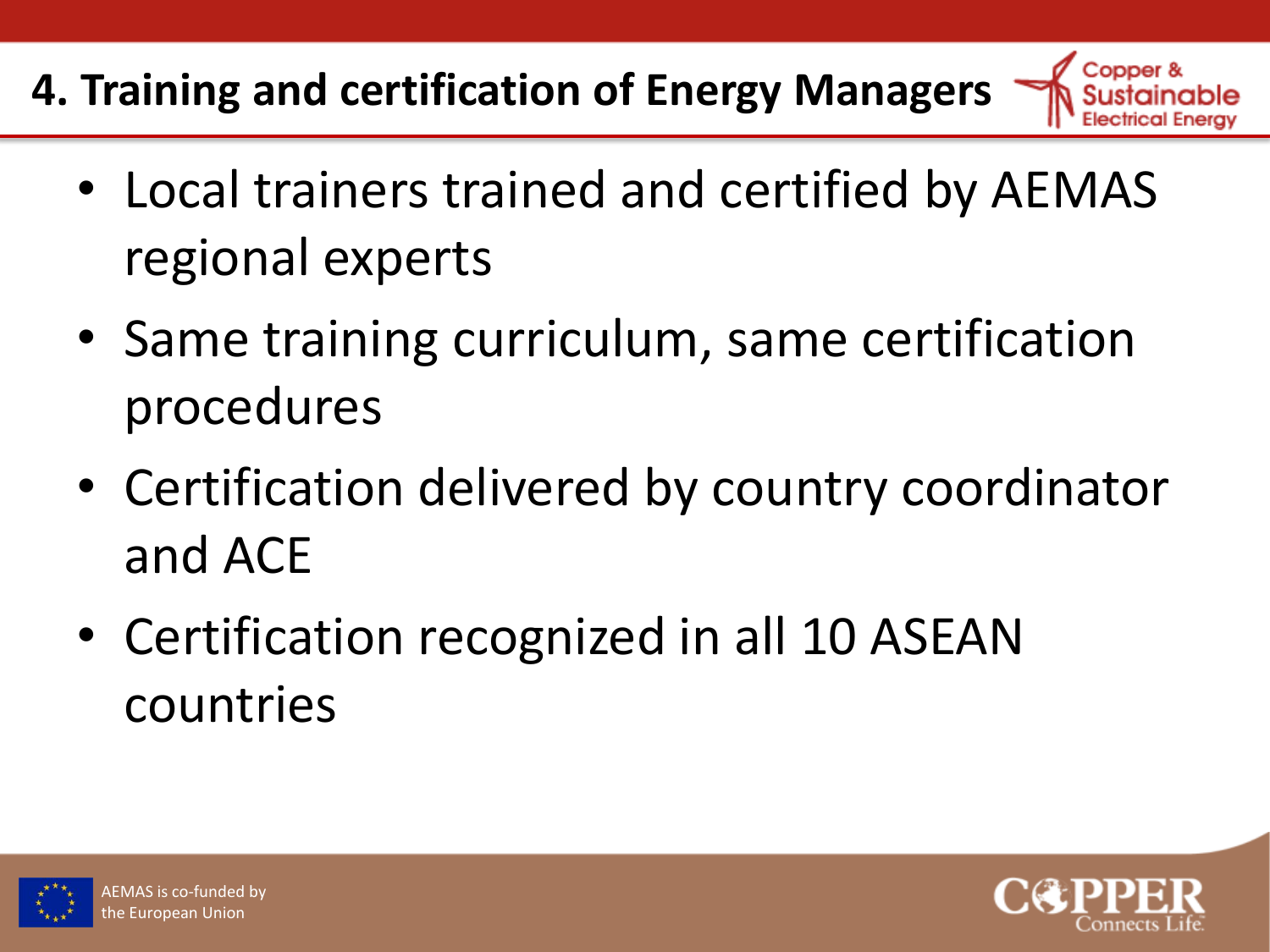# 4. Training and certification of Energy Managers

- Local trainers trained and certified by AEMAS regional experts
- Same training curriculum, same certification procedures
- Certification delivered by country coordinator and ACE
- Certification recognized in all 10 ASEAN countries

AEMAS is co-funded by the European Union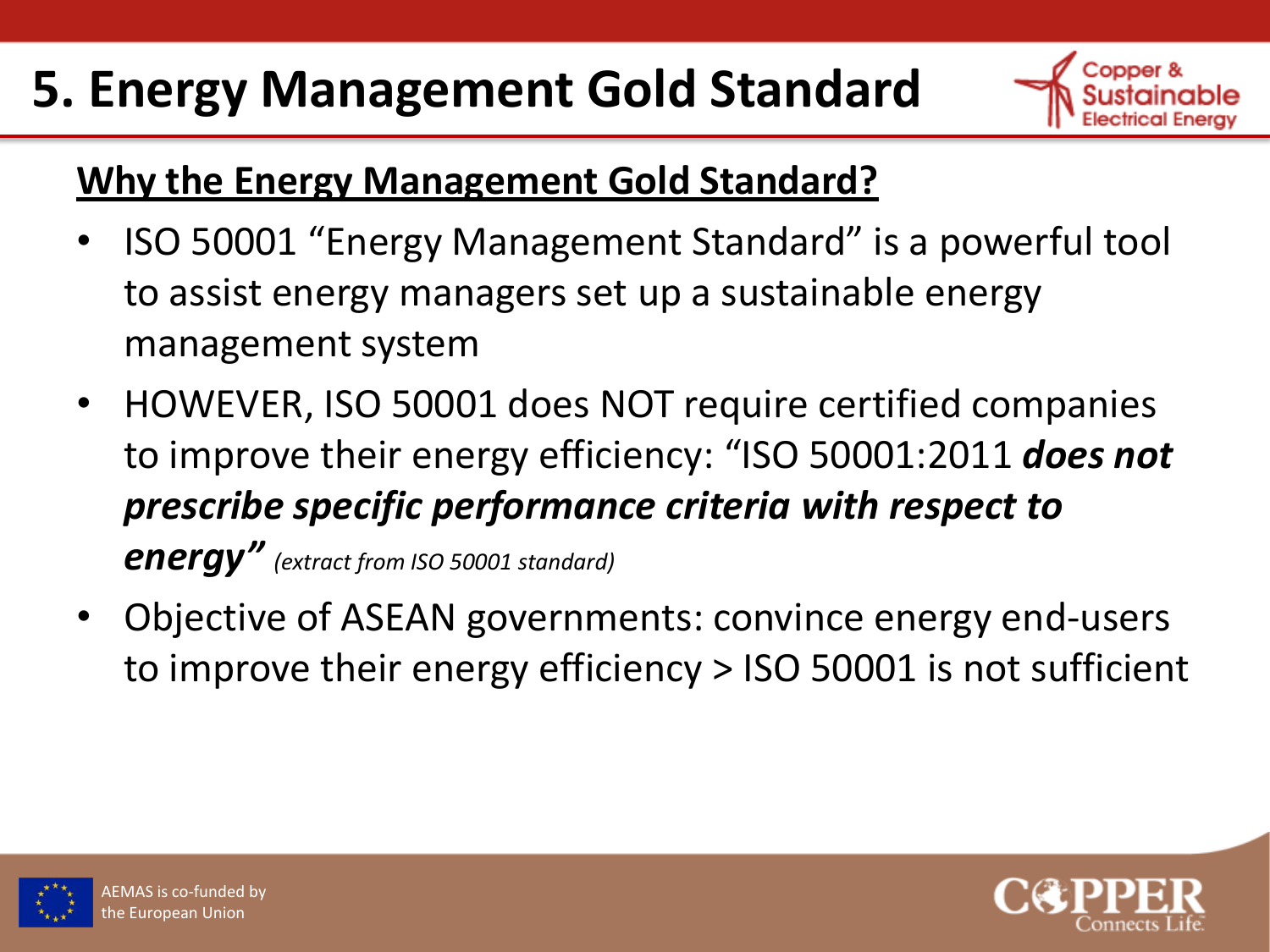# 5. Energy Management Gold Standard

## Why the Energy Management Gold Standard?

- ISO 50001 "Energy Management Standard" is a powerful tool to assist energy managers set up a sustainable energy management system
- HOWEVER, ISO 50001 does NOT require certified companies to improve their energy efficiency: "ISO 50001:2011 ***does not prescribe specific performance criteria with respect to energy"*** *(extract from ISO 50001 standard)*
- Objective of ASEAN governments: convince energy end-users to improve their energy efficiency > ISO 50001 is not sufficient

AEMAS is co-funded by the European Union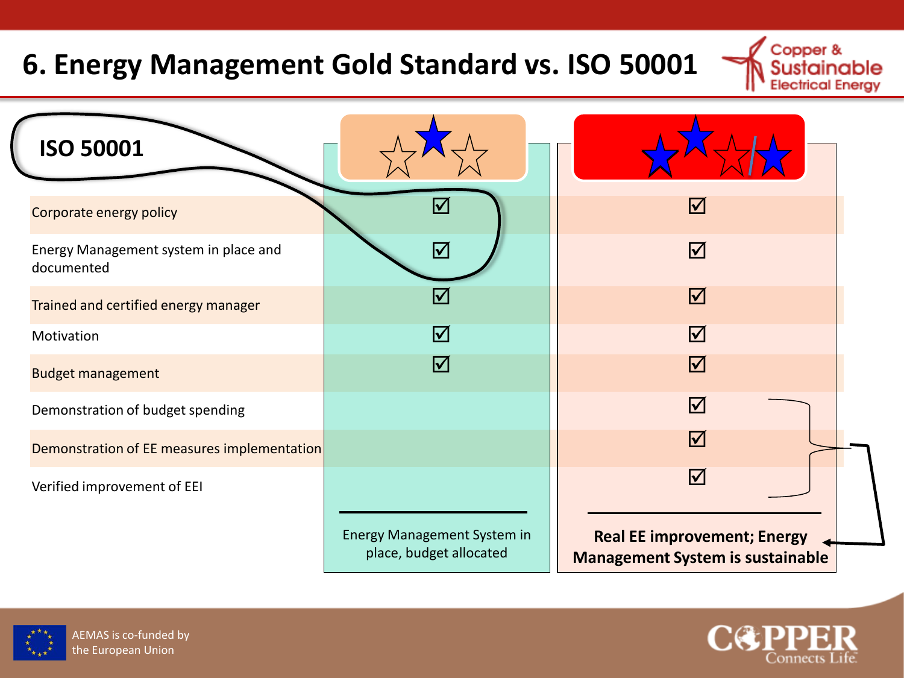# 6. Energy Management Gold Standard vs. ISO 50001

| ISO 50001 | ☆★☆ | ★★☆/★ |
|---|---|---|
| Corporate energy policy | ☑ | ☑ |
| Energy Management system in place and documented | ☑ | ☑ |
| Trained and certified energy manager | ☑ | ☑ |
| Motivation | ☑ | ☑ |
| Budget management | ☑ | ☑ |
| Demonstration of budget spending | | ☑ |
| Demonstration of EE measures implementation | | ☑ |
| Verified improvement of EEI | | ☑ |
| | Energy Management System in place, budget allocated | **Real EE improvement; Energy Management System is sustainable** |

AEMAS is co-funded by the European Union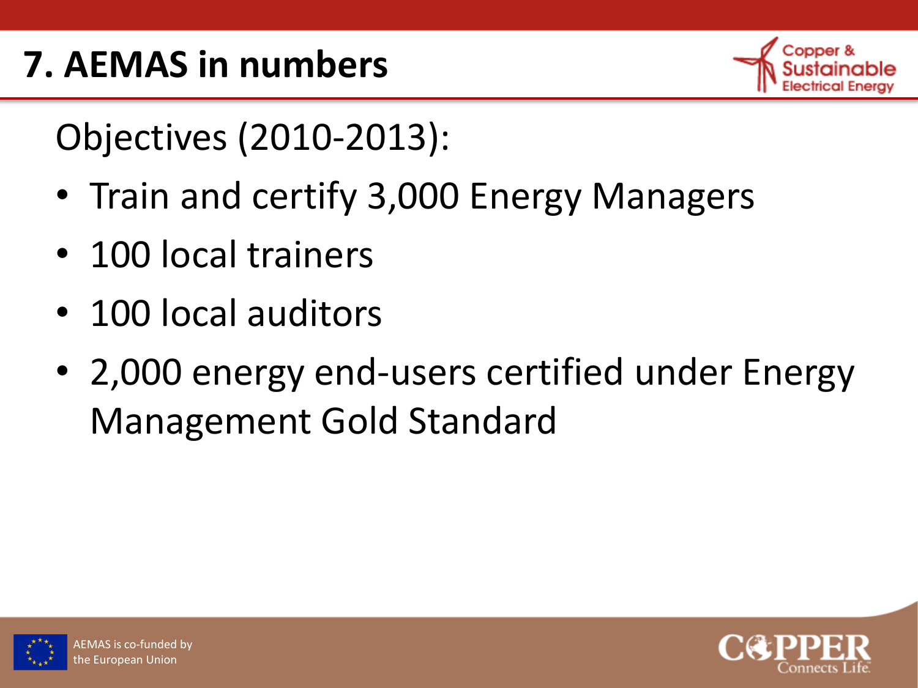# 7. AEMAS in numbers

Objectives (2010-2013):

- Train and certify 3,000 Energy Managers
- 100 local trainers
- 100 local auditors
- 2,000 energy end-users certified under Energy Management Gold Standard

AEMAS is co-funded by the European Union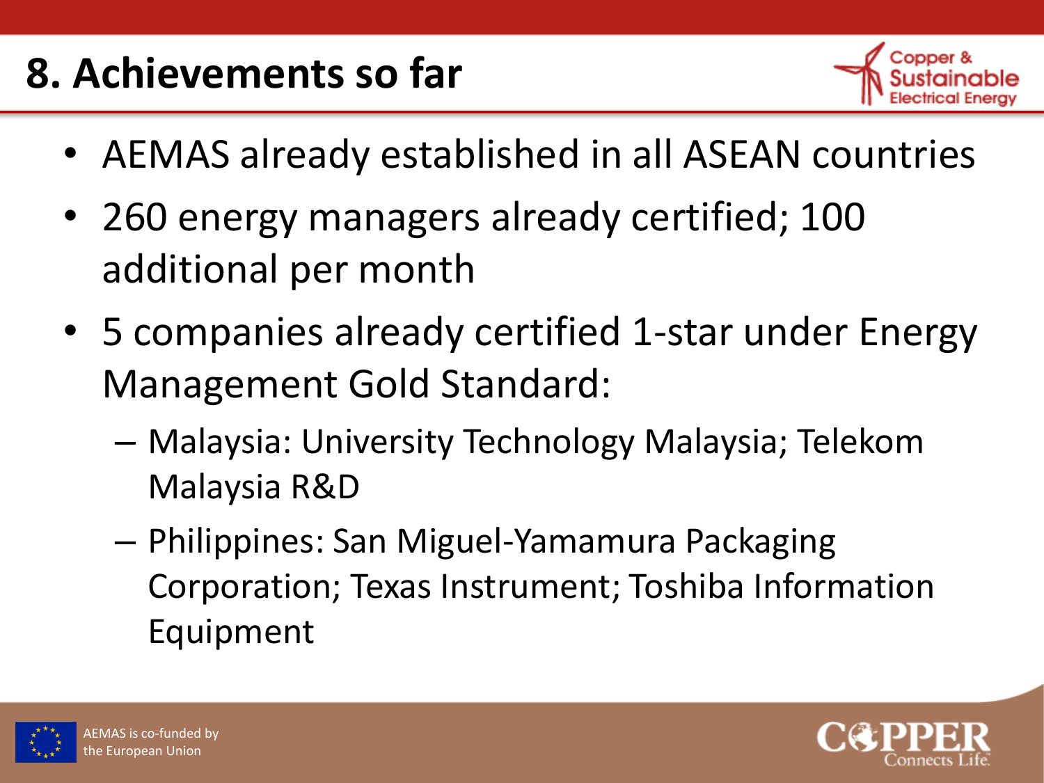# 8. Achievements so far

- AEMAS already established in all ASEAN countries
- 260 energy managers already certified; 100 additional per month
- 5 companies already certified 1-star under Energy Management Gold Standard:
  - Malaysia: University Technology Malaysia; Telekom Malaysia R&D
  - Philippines: San Miguel-Yamamura Packaging Corporation; Texas Instrument; Toshiba Information Equipment

AEMAS is co-funded by the European Union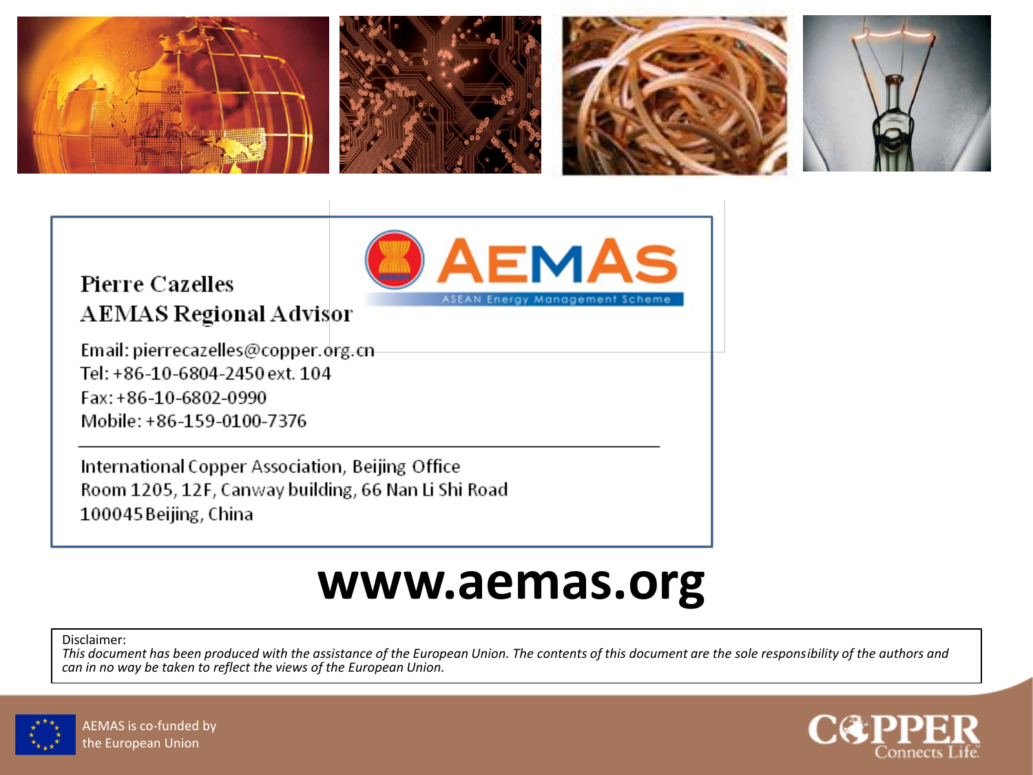**Pierre Cazelles**
**AEMAS Regional Advisor**

AEMAS
ASEAN Energy Management Scheme

Email: pierrecazelles@copper.org.cn
Tel: +86-10-6804-2450 ext. 104
Fax: +86-10-6802-0990
Mobile: +86-159-0100-7376

International Copper Association, Beijing Office
Room 1205, 12F, Canway building, 66 Nan Li Shi Road
100045 Beijing, China

# www.aemas.org

Disclaimer:
*This document has been produced with the assistance of the European Union. The contents of this document are the sole responsibility of the authors and can in no way be taken to reflect the views of the European Union.*

AEMAS is co-funded by the European Union

COPPER Connects Life.